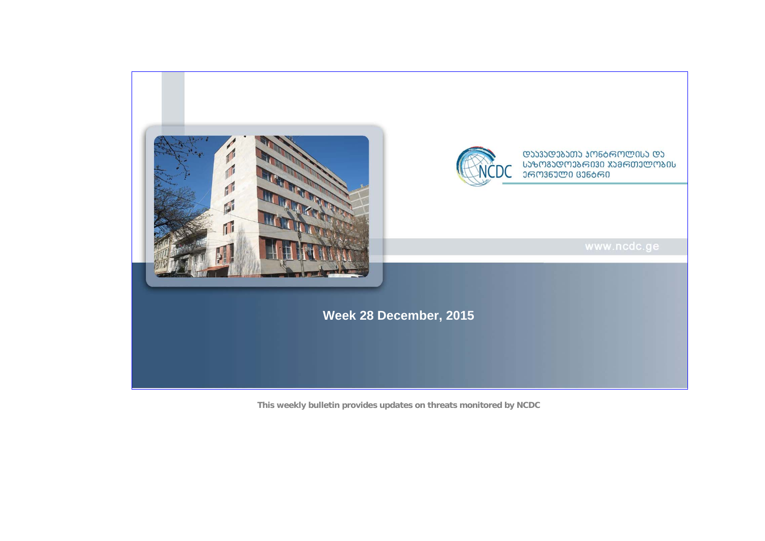დაავადებათა კონტროლისა და საზოგადოებრივი ჯანმრთელობის ეროვნული ცენტრი

NCDC

www.ncdc.ge

**Week 28 December, 2015**

**This weekly bulletin provides updates on threats monitored by NCDC**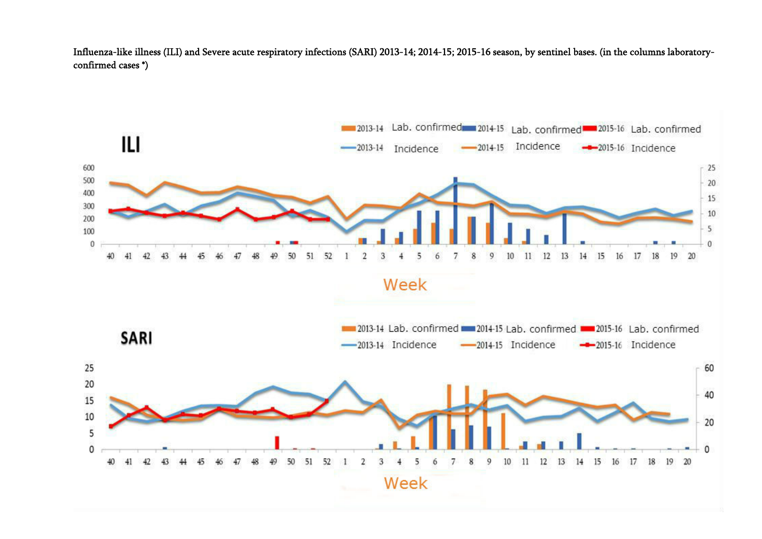Influenza-like illness (ILI) and Severe acute respiratory infections (SARI) 2013-14; 2014-15; 2015-16 season, by sentinel bases. (in the columns laboratory-confirmed cases *)

**ILI**

2013-14 Lab. confirmed | 2014-15 Lab. confirmed | 2015-16 Lab. confirmed
2013-14 Incidence | 2014-15 Incidence | 2015-16 Incidence

Week

**SARI**

2013-14 Lab. confirmed | 2014-15 Lab. confirmed | 2015-16 Lab. confirmed
2013-14 Incidence | 2014-15 Incidence | 2015-16 Incidence

Week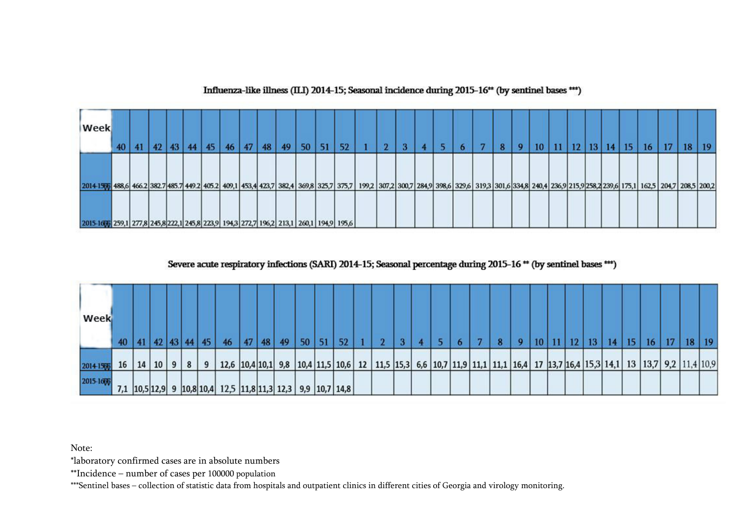### Influenza-like illness (ILI) 2014-15; Seasonal incidence during 2015-16** (by sentinel bases ***)

| Week | 40 | 41 | 42 | 43 | 44 | 45 | 46 | 47 | 48 | 49 | 50 | 51 | 52 | 1 | 2 | 3 | 4 | 5 | 6 | 7 | 8 | 9 | 10 | 11 | 12 | 13 | 14 | 15 | 16 | 17 | 18 | 19 |
|---|---|---|---|---|---|---|---|---|---|---|---|---|---|---|---|---|---|---|---|---|---|---|---|---|---|---|---|---|---|---|---|---|
| 2014-15 | 488,6 | 466.2 | 382.7 | 485.7 | 449.2 | 405.2 | 409,1 | 453,4 | 423,7 | 382,4 | 369,8 | 325,7 | 375,7 | 199,2 | 307,2 | 300,7 | 284,9 | 398,6 | 329,6 | 319,3 | 301,6 | 334,8 | 240,4 | 236,9 | 215,9 | 258,2 | 239,6 | 175,1 | 162,5 | 204,7 | 208,5 | 200,2 |
| 2015-16 | 259,1 | 277,8 | 245,8 | 222,1 | 245,8 | 223,9 | 194,3 | 272,7 | 196,2 | 213,1 | 260,1 | 194,9 | 195,6 | | | | | | | | | | | | | | | | | | | |

### Severe acute respiratory infections (SARI) 2014-15; Seasonal percentage during 2015-16 ** (by sentinel bases ***)

| Week | 40 | 41 | 42 | 43 | 44 | 45 | 46 | 47 | 48 | 49 | 50 | 51 | 52 | 1 | 2 | 3 | 4 | 5 | 6 | 7 | 8 | 9 | 10 | 11 | 12 | 13 | 14 | 15 | 16 | 17 | 18 | 19 |
|---|---|---|---|---|---|---|---|---|---|---|---|---|---|---|---|---|---|---|---|---|---|---|---|---|---|---|---|---|---|---|---|---|
| 2014-15 | 16 | 14 | 10 | 9 | 8 | 9 | 12,6 | 10,4 | 10,1 | 9,8 | 10,4 | 11,5 | 10,6 | 12 | 11,5 | 15,3 | 6,6 | 10,7 | 11,9 | 11,1 | 11,1 | 16,4 | 17 | 13,7 | 16,4 | 15,3 | 14,1 | 13 | 13,7 | 9,2 | 11,4 | 10,9 |
| 2015-16 | 7,1 | 10,5 | 12,9 | 9 | 10,8 | 10,4 | 12,5 | 11,8 | 11,3 | 12,3 | 9,9 | 10,7 | 14,8 | | | | | | | | | | | | | | | | | | | |

Note:

*laboratory confirmed cases are in absolute numbers

**Incidence – number of cases per 100000 population

***Sentinel bases – collection of statistic data from hospitals and outpatient clinics in different cities of Georgia and virology monitoring.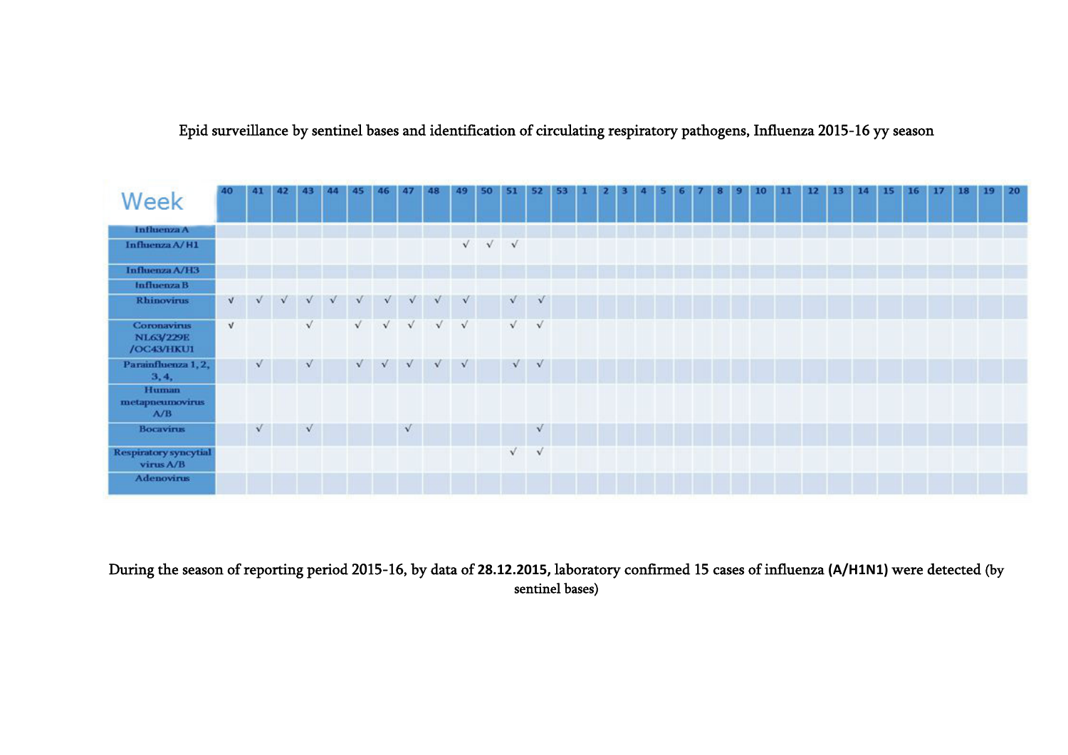Epid surveillance by sentinel bases and identification of circulating respiratory pathogens, Influenza 2015-16 yy season

| Week | 40 | 41 | 42 | 43 | 44 | 45 | 46 | 47 | 48 | 49 | 50 | 51 | 52 | 53 | 1 | 2 | 3 | 4 | 5 | 6 | 7 | 8 | 9 | 10 | 11 | 12 | 13 | 14 | 15 | 16 | 17 | 18 | 19 | 20 |
|---|---|---|---|---|---|---|---|---|---|---|---|---|---|---|---|---|---|---|---|---|---|---|---|---|---|---|---|---|---|---|---|---|---|---|
| Influenza A | | | | | | | | | | | | | | | | | | | | | | | | | | | | | | | | | | |
| Influenza A/H1 | | | | | | | | | | √ | √ | √ | | | | | | | | | | | | | | | | | | | | | | |
| Influenza A/H3 | | | | | | | | | | | | | | | | | | | | | | | | | | | | | | | | | | |
| Influenza B | | | | | | | | | | | | | | | | | | | | | | | | | | | | | | | | | | |
| Rhinovirus | √ | √ | √ | √ | √ | √ | √ | √ | √ | √ | | √ | √ | | | | | | | | | | | | | | | | | | | | | |
| Coronavirus NL63/229E /OC43/HKU1 | √ | | | √ | | √ | √ | √ | √ | √ | | √ | √ | | | | | | | | | | | | | | | | | | | | | |
| Parainfluenza 1, 2, 3, 4, | | √ | | √ | | √ | √ | √ | √ | √ | | √ | √ | | | | | | | | | | | | | | | | | | | | | |
| Human metapneumovirus A/B | | | | | | | | | | | | | | | | | | | | | | | | | | | | | | | | | | |
| Bocavirus | | √ | | √ | | | | √ | | | | | √ | | | | | | | | | | | | | | | | | | | | | |
| Respiratory syncytial virus A/B | | | | | | | | | | | | √ | √ | | | | | | | | | | | | | | | | | | | | | |
| Adenovirus | | | | | | | | | | | | | | | | | | | | | | | | | | | | | | | | | | |

During the season of reporting period 2015-16, by data of **28.12.2015**, laboratory confirmed 15 cases of influenza **(A/H1N1)** were detected (by sentinel bases)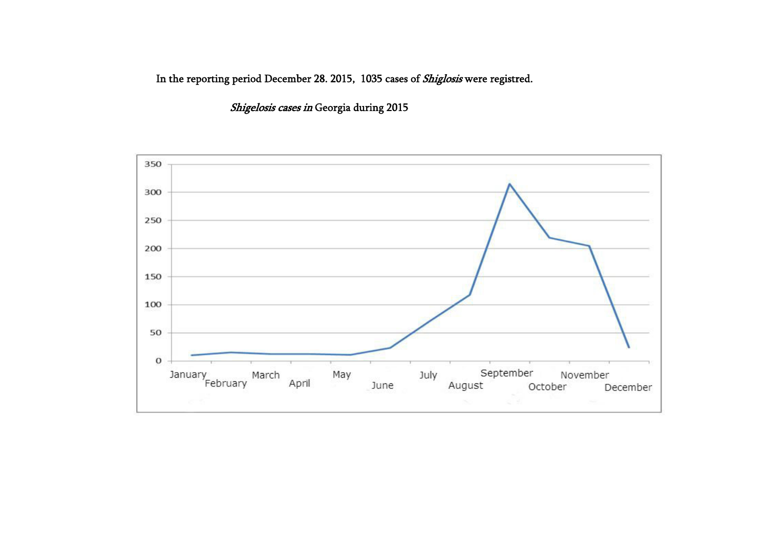In the reporting period December 28. 2015, 1035 cases of *Shiglosis* were registred.

*Shigelosis cases in* Georgia during 2015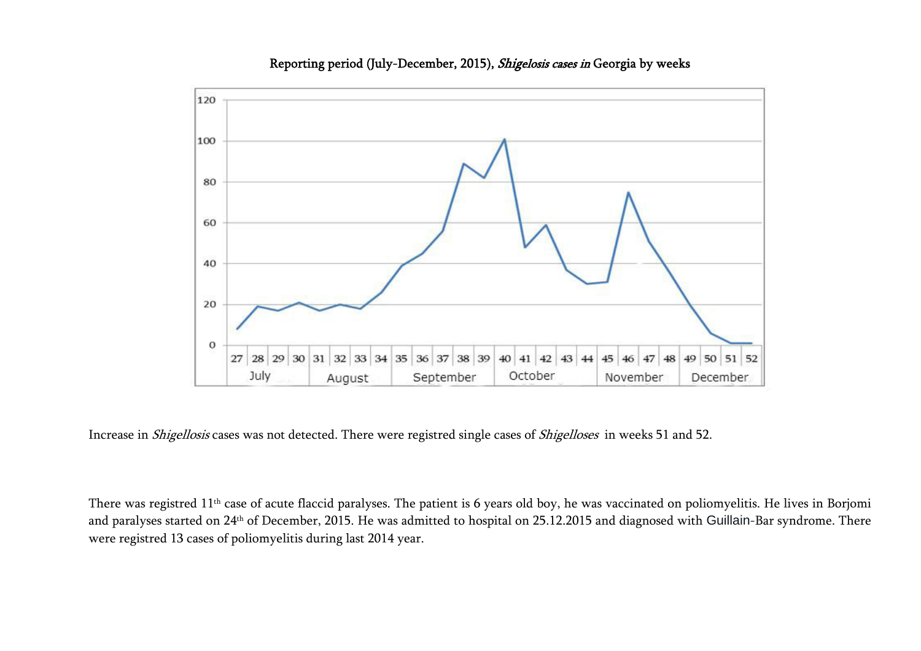Reporting period (July-December, 2015), *Shigelosis cases in* Georgia by weeks

120
100
80
60
40
20
0

27 28 29 30 31 32 33 34 35 36 37 38 39 40 41 42 43 44 45 46 47 48 49 50 51 52

July August September October November December

Increase in *Shigellosis* cases was not detected. There were registred single cases of *Shigelloses* in weeks 51 and 52.

There was registred 11th case of acute flaccid paralyses. The patient is 6 years old boy, he was vaccinated on poliomyelitis. He lives in Borjomi and paralyses started on 24th of December, 2015. He was admitted to hospital on 25.12.2015 and diagnosed with Guillain-Bar syndrome. There were registred 13 cases of poliomyelitis during last 2014 year.